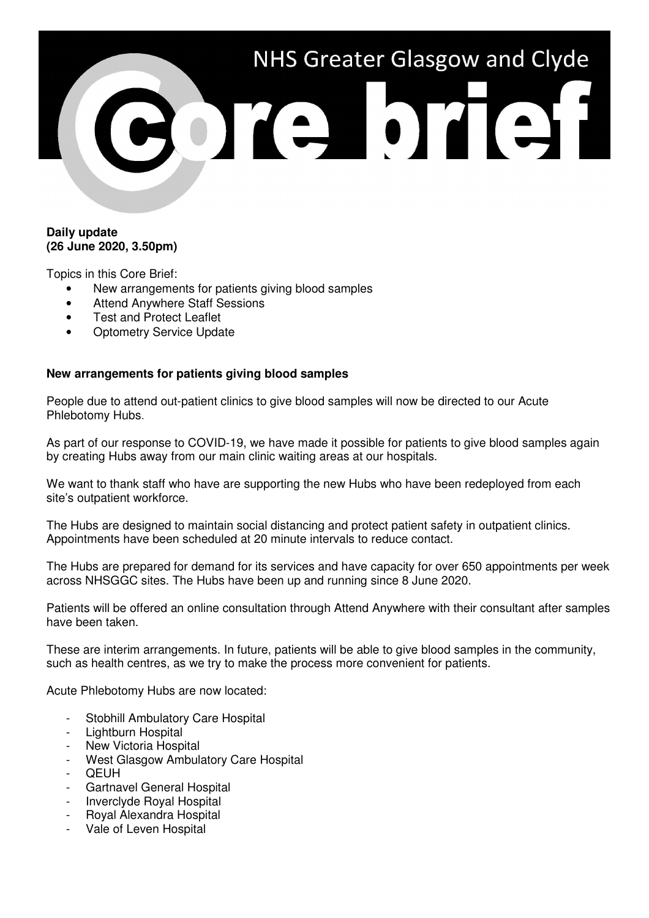# NHS Greater Glasgow and Clyde Core brief

**Daily update**
**(26 June 2020, 3.50pm)**

Topics in this Core Brief:

- New arrangements for patients giving blood samples
- Attend Anywhere Staff Sessions
- Test and Protect Leaflet
- Optometry Service Update

## New arrangements for patients giving blood samples

People due to attend out-patient clinics to give blood samples will now be directed to our Acute Phlebotomy Hubs.

As part of our response to COVID-19, we have made it possible for patients to give blood samples again by creating Hubs away from our main clinic waiting areas at our hospitals.

We want to thank staff who have are supporting the new Hubs who have been redeployed from each site's outpatient workforce.

The Hubs are designed to maintain social distancing and protect patient safety in outpatient clinics. Appointments have been scheduled at 20 minute intervals to reduce contact.

The Hubs are prepared for demand for its services and have capacity for over 650 appointments per week across NHSGGC sites. The Hubs have been up and running since 8 June 2020.

Patients will be offered an online consultation through Attend Anywhere with their consultant after samples have been taken.

These are interim arrangements. In future, patients will be able to give blood samples in the community, such as health centres, as we try to make the process more convenient for patients.

Acute Phlebotomy Hubs are now located:

- Stobhill Ambulatory Care Hospital
- Lightburn Hospital
- New Victoria Hospital
- West Glasgow Ambulatory Care Hospital
- QEUH
- Gartnavel General Hospital
- Inverclyde Royal Hospital
- Royal Alexandra Hospital
- Vale of Leven Hospital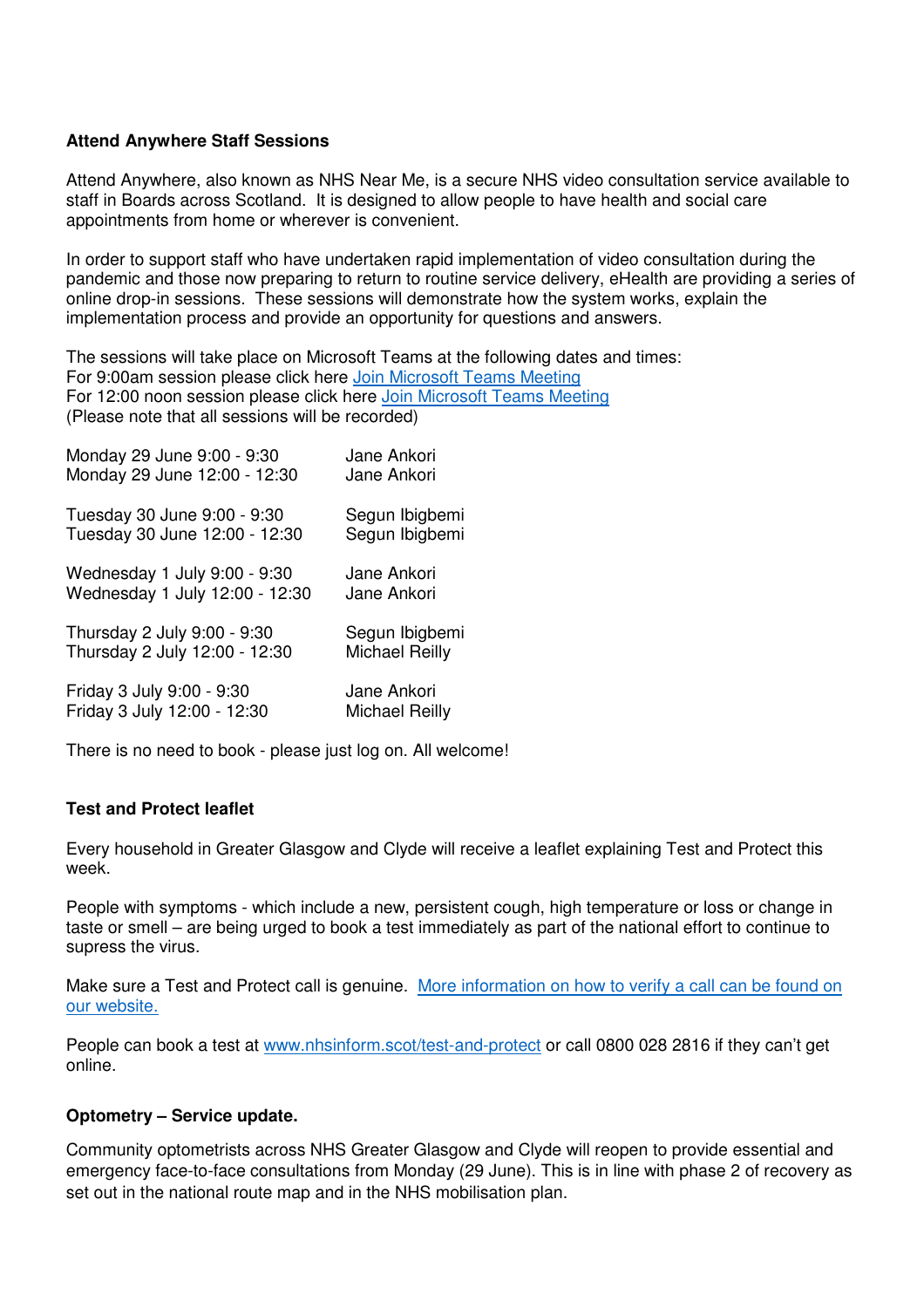**Attend Anywhere Staff Sessions**

Attend Anywhere, also known as NHS Near Me, is a secure NHS video consultation service available to staff in Boards across Scotland. It is designed to allow people to have health and social care appointments from home or wherever is convenient.

In order to support staff who have undertaken rapid implementation of video consultation during the pandemic and those now preparing to return to routine service delivery, eHealth are providing a series of online drop-in sessions. These sessions will demonstrate how the system works, explain the implementation process and provide an opportunity for questions and answers.

The sessions will take place on Microsoft Teams at the following dates and times:
For 9:00am session please click here [Join Microsoft Teams Meeting]
For 12:00 noon session please click here [Join Microsoft Teams Meeting]
(Please note that all sessions will be recorded)

| | |
|---|---|
| Monday 29 June 9:00 - 9:30 | Jane Ankori |
| Monday 29 June 12:00 - 12:30 | Jane Ankori |
| Tuesday 30 June 9:00 - 9:30 | Segun Ibigbemi |
| Tuesday 30 June 12:00 - 12:30 | Segun Ibigbemi |
| Wednesday 1 July 9:00 - 9:30 | Jane Ankori |
| Wednesday 1 July 12:00 - 12:30 | Jane Ankori |
| Thursday 2 July 9:00 - 9:30 | Segun Ibigbemi |
| Thursday 2 July 12:00 - 12:30 | Michael Reilly |
| Friday 3 July 9:00 - 9:30 | Jane Ankori |
| Friday 3 July 12:00 - 12:30 | Michael Reilly |

There is no need to book - please just log on. All welcome!

**Test and Protect leaflet**

Every household in Greater Glasgow and Clyde will receive a leaflet explaining Test and Protect this week.

People with symptoms - which include a new, persistent cough, high temperature or loss or change in taste or smell – are being urged to book a test immediately as part of the national effort to continue to supress the virus.

Make sure a Test and Protect call is genuine. [More information on how to verify a call can be found on our website.]

People can book a test at [www.nhsinform.scot/test-and-protect] or call 0800 028 2816 if they can't get online.

**Optometry – Service update.**

Community optometrists across NHS Greater Glasgow and Clyde will reopen to provide essential and emergency face-to-face consultations from Monday (29 June). This is in line with phase 2 of recovery as set out in the national route map and in the NHS mobilisation plan.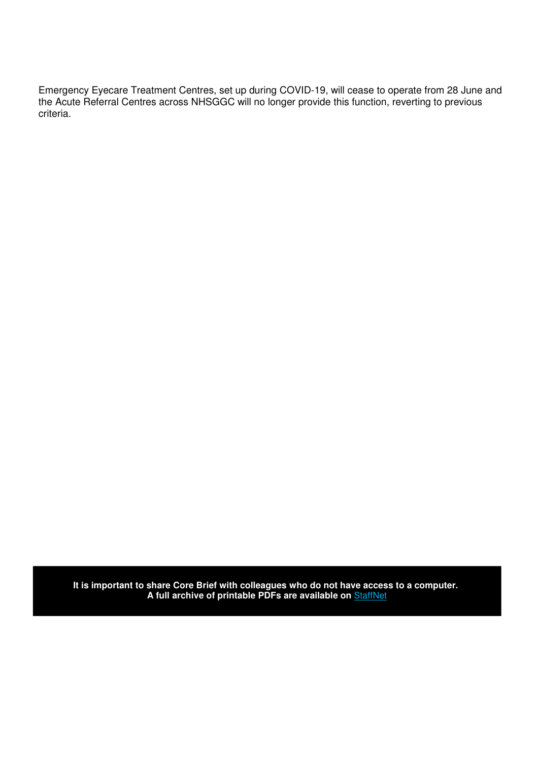Emergency Eyecare Treatment Centres, set up during COVID-19, will cease to operate from 28 June and the Acute Referral Centres across NHSGGC will no longer provide this function, reverting to previous criteria.

**It is important to share Core Brief with colleagues who do not have access to a computer.**
**A full archive of printable PDFs are available on** StaffNet